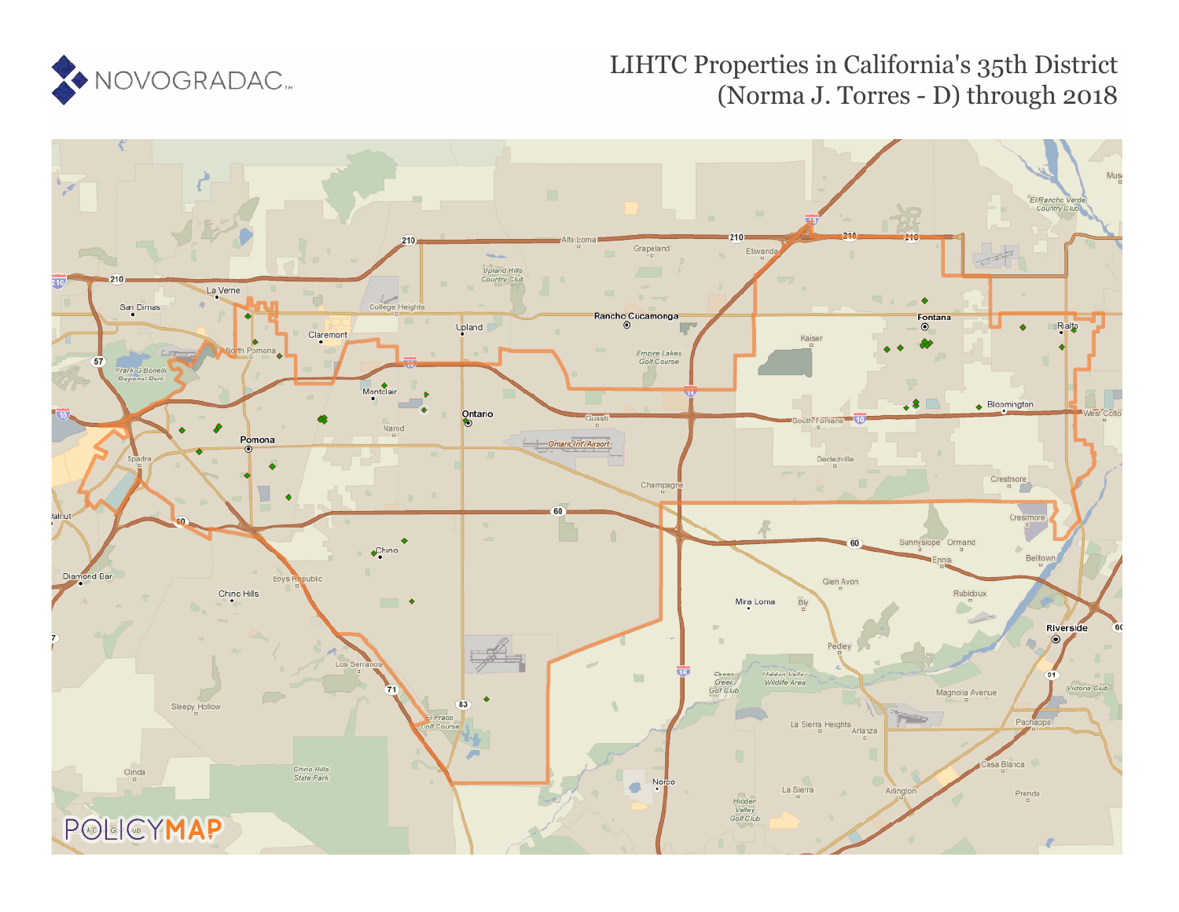# LIHTC Properties in California's 35th District (Norma J. Torres - D) through 2018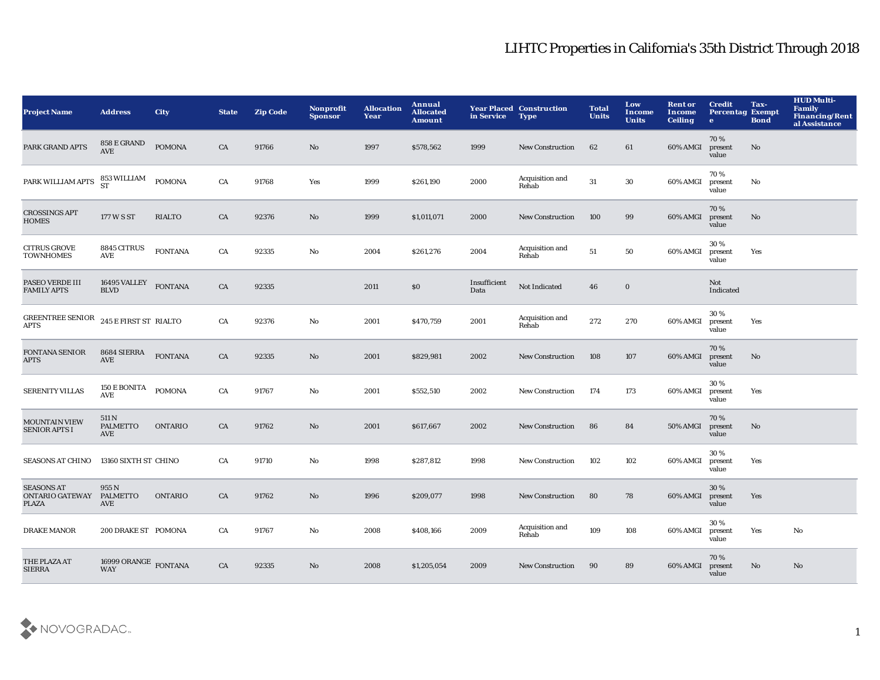# LIHTC Properties in California's 35th District Through 2018

| Project Name | Address | City | State | Zip Code | Nonprofit Sponsor | Allocation Year | Annual Allocated Amount | Year Placed in Service | Construction Type | Total Units | Low Income Units | Rent or Income Ceiling | Credit Percentage | Tax-Exempt Bond | HUD Multi-Family Financing/Rental Assistance |
|---|---|---|---|---|---|---|---|---|---|---|---|---|---|---|---|
| PARK GRAND APTS | 858 E GRAND AVE | POMONA | CA | 91766 | No | 1997 | $578,562 | 1999 | New Construction | 62 | 61 | 60% AMGI | 70 % present value | No | |
| PARK WILLIAM APTS | 853 WILLIAM ST | POMONA | CA | 91768 | Yes | 1999 | $261,190 | 2000 | Acquisition and Rehab | 31 | 30 | 60% AMGI | 70 % present value | No | |
| CROSSINGS APT HOMES | 177 W S ST | RIALTO | CA | 92376 | No | 1999 | $1,011,071 | 2000 | New Construction | 100 | 99 | 60% AMGI | 70 % present value | No | |
| CITRUS GROVE TOWNHOMES | 8845 CITRUS AVE | FONTANA | CA | 92335 | No | 2004 | $261,276 | 2004 | Acquisition and Rehab | 51 | 50 | 60% AMGI | 30 % present value | Yes | |
| PASEO VERDE III FAMILY APTS | 16495 VALLEY BLVD | FONTANA | CA | 92335 | | 2011 | $0 | Insufficient Data | Not Indicated | 46 | 0 | | Not Indicated | | |
| GREENTREE SENIOR APTS | 245 E FIRST ST | RIALTO | CA | 92376 | No | 2001 | $470,759 | 2001 | Acquisition and Rehab | 272 | 270 | 60% AMGI | 30 % present value | Yes | |
| FONTANA SENIOR APTS | 8684 SIERRA AVE | FONTANA | CA | 92335 | No | 2001 | $829,981 | 2002 | New Construction | 108 | 107 | 60% AMGI | 70 % present value | No | |
| SERENITY VILLAS | 150 E BONITA AVE | POMONA | CA | 91767 | No | 2001 | $552,510 | 2002 | New Construction | 174 | 173 | 60% AMGI | 30 % present value | Yes | |
| MOUNTAIN VIEW SENIOR APTS I | 511 N PALMETTO AVE | ONTARIO | CA | 91762 | No | 2001 | $617,667 | 2002 | New Construction | 86 | 84 | 50% AMGI | 70 % present value | No | |
| SEASONS AT CHINO | 13160 SIXTH ST | CHINO | CA | 91710 | No | 1998 | $287,812 | 1998 | New Construction | 102 | 102 | 60% AMGI | 30 % present value | Yes | |
| SEASONS AT ONTARIO GATEWAY PLAZA | 955 N PALMETTO AVE | ONTARIO | CA | 91762 | No | 1996 | $209,077 | 1998 | New Construction | 80 | 78 | 60% AMGI | 30 % present value | Yes | |
| DRAKE MANOR | 200 DRAKE ST | POMONA | CA | 91767 | No | 2008 | $408,166 | 2009 | Acquisition and Rehab | 109 | 108 | 60% AMGI | 30 % present value | Yes | No |
| THE PLAZA AT SIERRA | 16999 ORANGE WAY | FONTANA | CA | 92335 | No | 2008 | $1,205,054 | 2009 | New Construction | 90 | 89 | 60% AMGI | 70 % present value | No | No |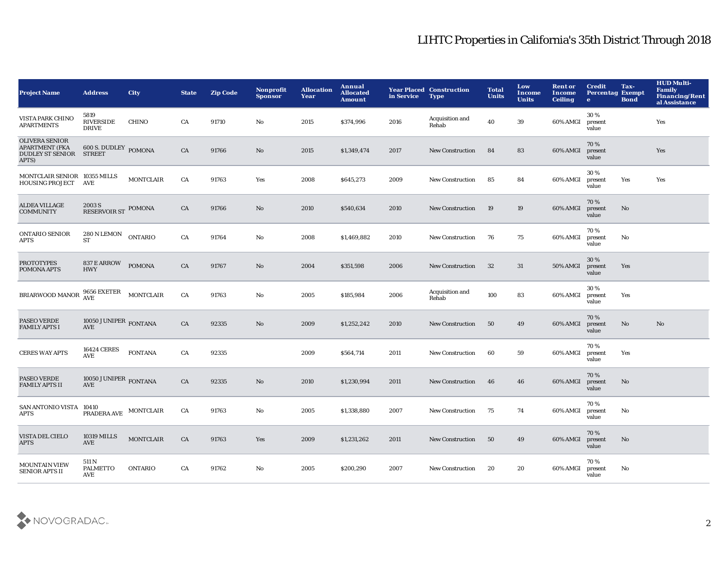# LIHTC Properties in California's 35th District Through 2018

| Project Name | Address | City | State | Zip Code | Nonprofit Sponsor | Allocation Year | Annual Allocated Amount | Year Placed in Service | Construction Type | Total Units | Low Income Units | Rent or Income Ceiling | Credit Percentage | Tax-Exempt Bond | HUD Multi-Family Financing/Rental Assistance |
|---|---|---|---|---|---|---|---|---|---|---|---|---|---|---|---|
| VISTA PARK CHINO APARTMENTS | 5819 RIVERSIDE DRIVE | CHINO | CA | 91710 | No | 2015 | $374,996 | 2016 | Acquisition and Rehab | 40 | 39 | 60% AMGI | 30 % present value | | Yes |
| OLIVERA SENIOR APARTMENT (FKA DUDLEY ST SENIOR APTS) | 600 S. DUDLEY STREET | POMONA | CA | 91766 | No | 2015 | $1,349,474 | 2017 | New Construction | 84 | 83 | 60% AMGI | 70 % present value | | Yes |
| MONTCLAIR SENIOR HOUSING PROJECT | 10355 MILLS AVE | MONTCLAIR | CA | 91763 | Yes | 2008 | $645,273 | 2009 | New Construction | 85 | 84 | 60% AMGI | 30 % present value | Yes | Yes |
| ALDEA VILLAGE COMMUNITY | 2003 S RESERVOIR ST | POMONA | CA | 91766 | No | 2010 | $540,634 | 2010 | New Construction | 19 | 19 | 60% AMGI | 70 % present value | No | |
| ONTARIO SENIOR APTS | 280 N LEMON ST | ONTARIO | CA | 91764 | No | 2008 | $1,469,882 | 2010 | New Construction | 76 | 75 | 60% AMGI | 70 % present value | No | |
| PROTOTYPES POMONA APTS | 837 E ARROW HWY | POMONA | CA | 91767 | No | 2004 | $351,598 | 2006 | New Construction | 32 | 31 | 50% AMGI | 30 % present value | Yes | |
| BRIARWOOD MANOR | 9656 EXETER AVE | MONTCLAIR | CA | 91763 | No | 2005 | $185,984 | 2006 | Acquisition and Rehab | 100 | 83 | 60% AMGI | 30 % present value | Yes | |
| PASEO VERDE FAMILY APTS I | 10050 JUNIPER AVE | FONTANA | CA | 92335 | No | 2009 | $1,252,242 | 2010 | New Construction | 50 | 49 | 60% AMGI | 70 % present value | No | No |
| CERES WAY APTS | 16424 CERES AVE | FONTANA | CA | 92335 | | 2009 | $564,714 | 2011 | New Construction | 60 | 59 | 60% AMGI | 70 % present value | Yes | |
| PASEO VERDE FAMILY APTS II | 10050 JUNIPER AVE | FONTANA | CA | 92335 | No | 2010 | $1,230,994 | 2011 | New Construction | 46 | 46 | 60% AMGI | 70 % present value | No | |
| SAN ANTONIO VISTA APTS | 10410 PRADERA AVE | MONTCLAIR | CA | 91763 | No | 2005 | $1,338,880 | 2007 | New Construction | 75 | 74 | 60% AMGI | 70 % present value | No | |
| VISTA DEL CIELO APTS | 10319 MILLS AVE | MONTCLAIR | CA | 91763 | Yes | 2009 | $1,231,262 | 2011 | New Construction | 50 | 49 | 60% AMGI | 70 % present value | No | |
| MOUNTAIN VIEW SENIOR APTS II | 511 N PALMETTO AVE | ONTARIO | CA | 91762 | No | 2005 | $200,290 | 2007 | New Construction | 20 | 20 | 60% AMGI | 70 % present value | No | |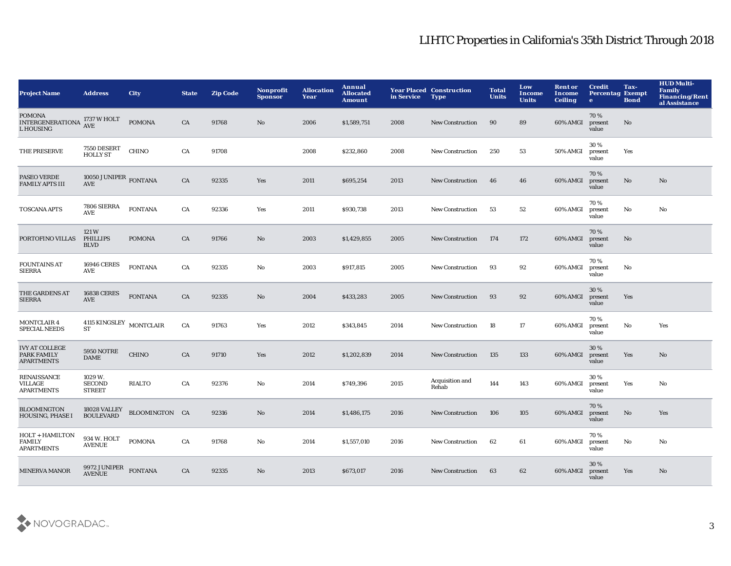# LIHTC Properties in California's 35th District Through 2018

| Project Name | Address | City | State | Zip Code | Nonprofit Sponsor | Allocation Year | Annual Allocated Amount | Year Placed in Service | Construction Type | Total Units | Low Income Units | Rent or Income Ceiling | Credit Percentage | Tax-Exempt Bond | HUD Multi-Family Financing/Rental Assistance |
|---|---|---|---|---|---|---|---|---|---|---|---|---|---|---|---|
| POMONA INTERGENERATIONAL HOUSING | 1737 W HOLT AVE | POMONA | CA | 91768 | No | 2006 | $1,589,751 | 2008 | New Construction | 90 | 89 | 60% AMGI | 70 % present value | No | |
| THE PRESERVE | 7550 DESERT HOLLY ST | CHINO | CA | 91708 | | 2008 | $232,860 | 2008 | New Construction | 250 | 53 | 50% AMGI | 30 % present value | Yes | |
| PASEO VERDE FAMILY APTS III | 10050 JUNIPER AVE | FONTANA | CA | 92335 | Yes | 2011 | $695,254 | 2013 | New Construction | 46 | 46 | 60% AMGI | 70 % present value | No | No |
| TOSCANA APTS | 7806 SIERRA AVE | FONTANA | CA | 92336 | Yes | 2011 | $930,738 | 2013 | New Construction | 53 | 52 | 60% AMGI | 70 % present value | No | No |
| PORTOFINO VILLAS | 121 W PHILLIPS BLVD | POMONA | CA | 91766 | No | 2003 | $1,429,855 | 2005 | New Construction | 174 | 172 | 60% AMGI | 70 % present value | No | |
| FOUNTAINS AT SIERRA | 16946 CERES AVE | FONTANA | CA | 92335 | No | 2003 | $917,815 | 2005 | New Construction | 93 | 92 | 60% AMGI | 70 % present value | No | |
| THE GARDENS AT SIERRA | 16838 CERES AVE | FONTANA | CA | 92335 | No | 2004 | $433,283 | 2005 | New Construction | 93 | 92 | 60% AMGI | 30 % present value | Yes | |
| MONTCLAIR 4 SPECIAL NEEDS | 4115 KINGSLEY ST | MONTCLAIR | CA | 91763 | Yes | 2012 | $343,845 | 2014 | New Construction | 18 | 17 | 60% AMGI | 70 % present value | No | Yes |
| IVY AT COLLEGE PARK FAMILY APARTMENTS | 5950 NOTRE DAME | CHINO | CA | 91710 | Yes | 2012 | $1,202,839 | 2014 | New Construction | 135 | 133 | 60% AMGI | 30 % present value | Yes | No |
| RENAISSANCE VILLAGE APARTMENTS | 1029 W. SECOND STREET | RIALTO | CA | 92376 | No | 2014 | $749,396 | 2015 | Acquisition and Rehab | 144 | 143 | 60% AMGI | 30 % present value | Yes | No |
| BLOOMINGTON HOUSING, PHASE I | 18028 VALLEY BOULEVARD | BLOOMINGTON | CA | 92316 | No | 2014 | $1,486,175 | 2016 | New Construction | 106 | 105 | 60% AMGI | 70 % present value | No | Yes |
| HOLT + HAMILTON FAMILY APARTMENTS | 934 W. HOLT AVENUE | POMONA | CA | 91768 | No | 2014 | $1,557,010 | 2016 | New Construction | 62 | 61 | 60% AMGI | 70 % present value | No | No |
| MINERVA MANOR | 9972 JUNIPER AVENUE | FONTANA | CA | 92335 | No | 2013 | $673,017 | 2016 | New Construction | 63 | 62 | 60% AMGI | 30 % present value | Yes | No |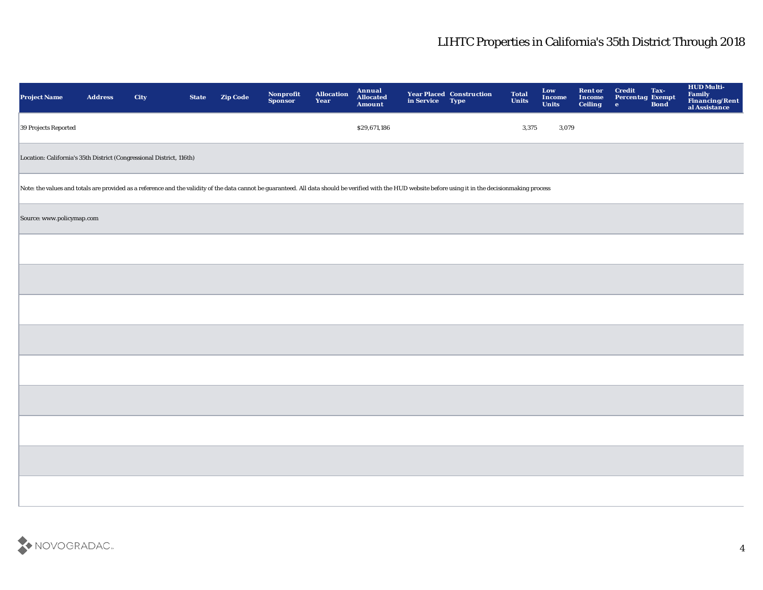# LIHTC Properties in California's 35th District Through 2018

| Project Name | Address | City | State | Zip Code | Nonprofit Sponsor | Allocation Year | Annual Allocated Amount | Year Placed in Service | Construction Type | Total Units | Low Income Units | Rent or Income Ceiling | Credit Percentage | Tax-Exempt Bond | HUD Multi-Family Financing/Rental Assistance |
|---|---|---|---|---|---|---|---|---|---|---|---|---|---|---|---|
| 39 Projects Reported | | | | | | | $29,671,186 | | | 3,375 | 3,079 | | | | |
| Location: California's 35th District (Congressional District, 116th) | | | | | | | | | | | | | | | |
| Note: the values and totals are provided as a reference and the validity of the data cannot be guaranteed. All data should be verified with the HUD website before using it in the decisionmaking process | | | | | | | | | | | | | | | |
| Source: www.policymap.com | | | | | | | | | | | | | | | |